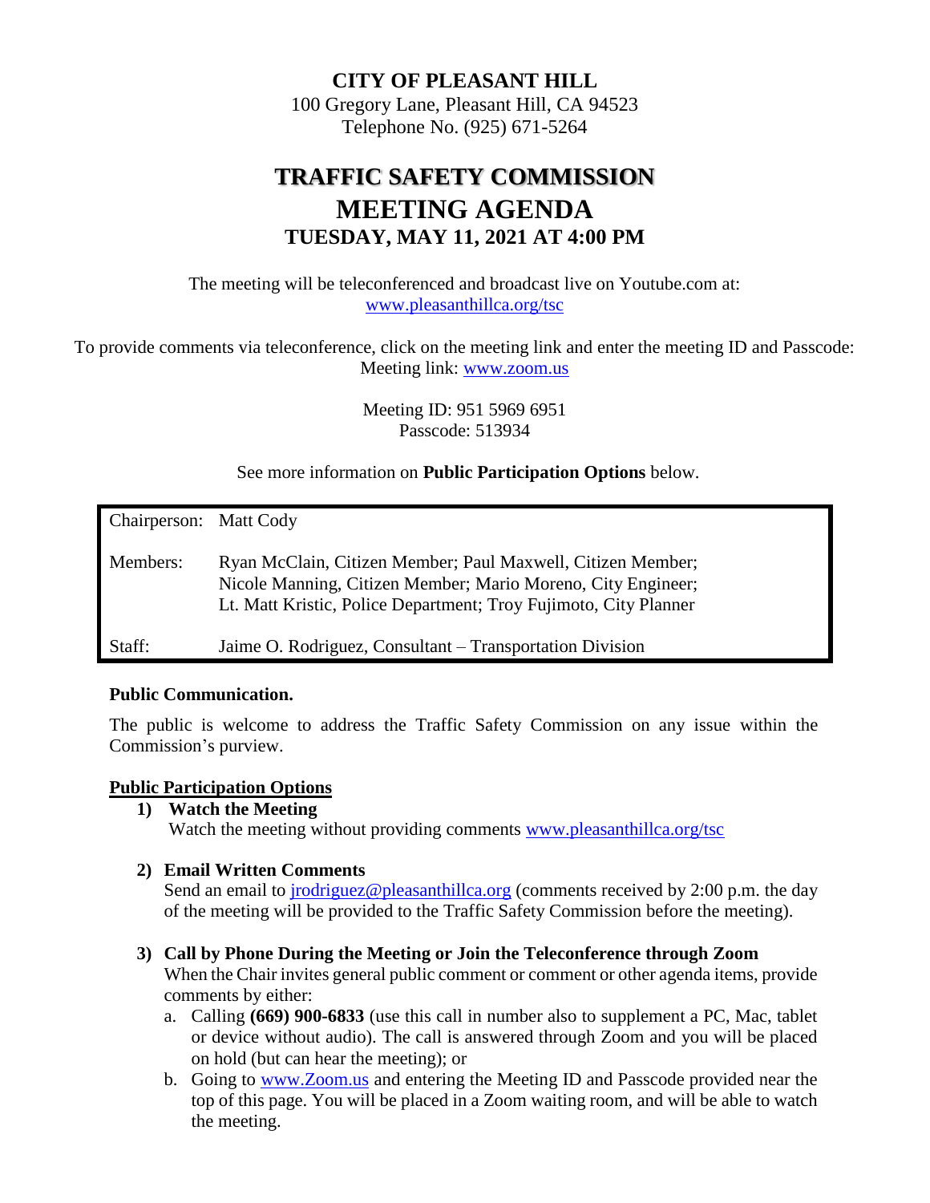# CITY OF PLEASANT HILL

100 Gregory Lane, Pleasant Hill, CA 94523
Telephone No. (925) 671-5264

# TRAFFIC SAFETY COMMISSION
# MEETING AGENDA
## TUESDAY, MAY 11, 2021 AT 4:00 PM

The meeting will be teleconferenced and broadcast live on Youtube.com at: www.pleasanthillca.org/tsc

To provide comments via teleconference, click on the meeting link and enter the meeting ID and Passcode:
Meeting link: www.zoom.us

Meeting ID: 951 5969 6951
Passcode: 513934

See more information on **Public Participation Options** below.

| | |
|---|---|
| Chairperson: | Matt Cody |
| Members: | Ryan McClain, Citizen Member; Paul Maxwell, Citizen Member; Nicole Manning, Citizen Member; Mario Moreno, City Engineer; Lt. Matt Kristic, Police Department; Troy Fujimoto, City Planner |
| Staff: | Jaime O. Rodriguez, Consultant – Transportation Division |

**Public Communication.**

The public is welcome to address the Traffic Safety Commission on any issue within the Commission's purview.

**Public Participation Options**

1) **Watch the Meeting**
   Watch the meeting without providing comments www.pleasanthillca.org/tsc

2) **Email Written Comments**
   Send an email to jrodriguez@pleasanthillca.org (comments received by 2:00 p.m. the day of the meeting will be provided to the Traffic Safety Commission before the meeting).

3) **Call by Phone During the Meeting or Join the Teleconference through Zoom**
   When the Chair invites general public comment or comment or other agenda items, provide comments by either:
   a. Calling **(669) 900-6833** (use this call in number also to supplement a PC, Mac, tablet or device without audio). The call is answered through Zoom and you will be placed on hold (but can hear the meeting); or
   b. Going to www.Zoom.us and entering the Meeting ID and Passcode provided near the top of this page. You will be placed in a Zoom waiting room, and will be able to watch the meeting.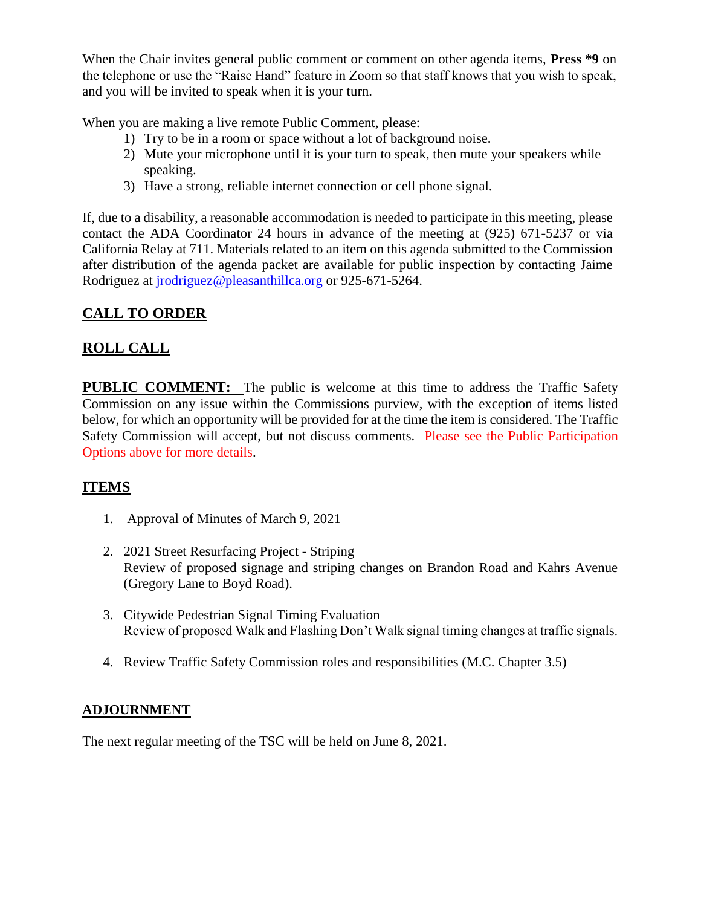When the Chair invites general public comment or comment on other agenda items, **Press *9** on the telephone or use the "Raise Hand" feature in Zoom so that staff knows that you wish to speak, and you will be invited to speak when it is your turn.

When you are making a live remote Public Comment, please:

1) Try to be in a room or space without a lot of background noise.
2) Mute your microphone until it is your turn to speak, then mute your speakers while speaking.
3) Have a strong, reliable internet connection or cell phone signal.

If, due to a disability, a reasonable accommodation is needed to participate in this meeting, please contact the ADA Coordinator 24 hours in advance of the meeting at (925) 671-5237 or via California Relay at 711. Materials related to an item on this agenda submitted to the Commission after distribution of the agenda packet are available for public inspection by contacting Jaime Rodriguez at jrodriguez@pleasanthillca.org or 925-671-5264.

## CALL TO ORDER

## ROLL CALL

**PUBLIC COMMENT:** The public is welcome at this time to address the Traffic Safety Commission on any issue within the Commissions purview, with the exception of items listed below, for which an opportunity will be provided for at the time the item is considered. The Traffic Safety Commission will accept, but not discuss comments. Please see the Public Participation Options above for more details.

## ITEMS

1. Approval of Minutes of March 9, 2021

2. 2021 Street Resurfacing Project - Striping
   Review of proposed signage and striping changes on Brandon Road and Kahrs Avenue (Gregory Lane to Boyd Road).

3. Citywide Pedestrian Signal Timing Evaluation
   Review of proposed Walk and Flashing Don't Walk signal timing changes at traffic signals.

4. Review Traffic Safety Commission roles and responsibilities (M.C. Chapter 3.5)

## ADJOURNMENT

The next regular meeting of the TSC will be held on June 8, 2021.